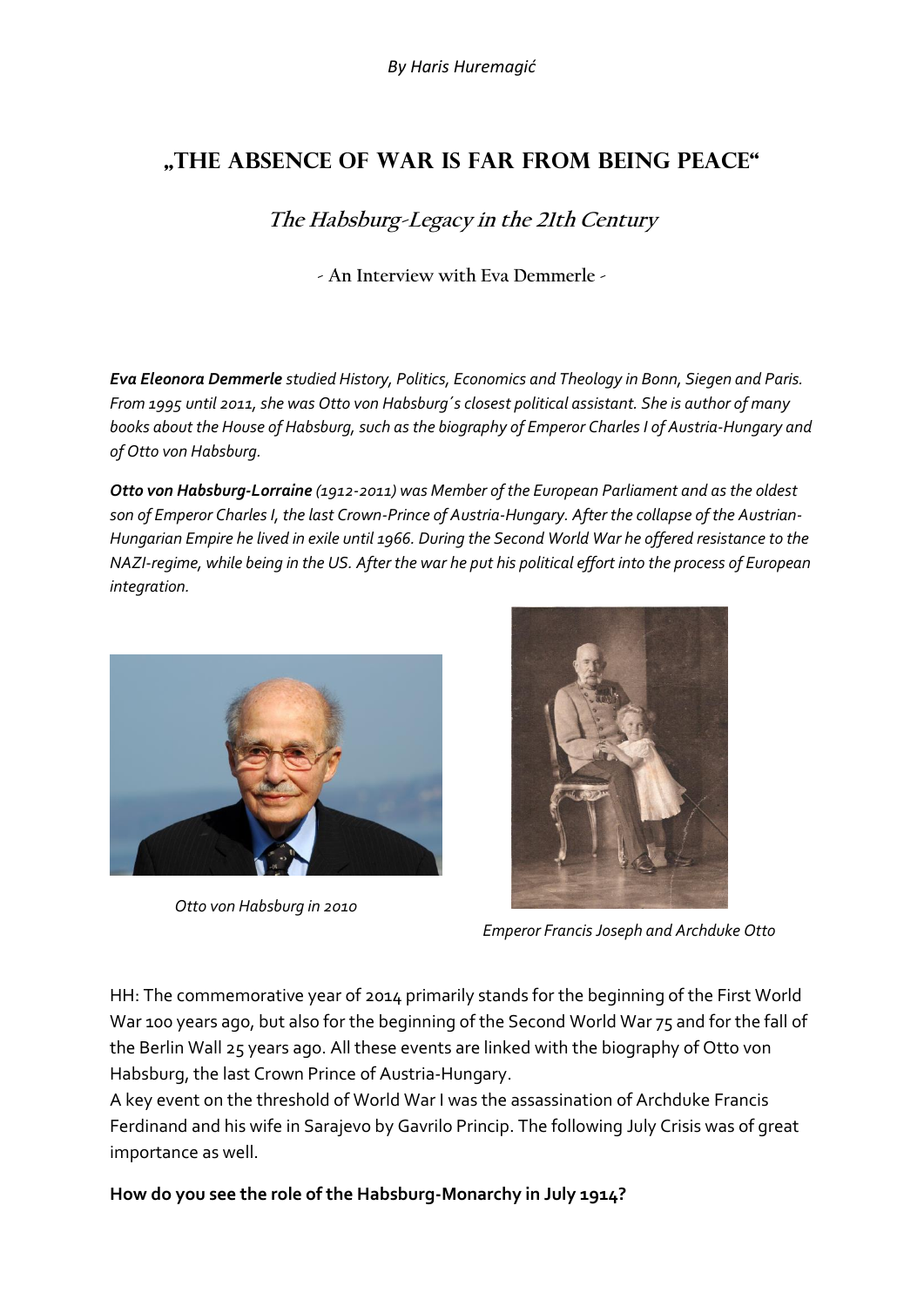*By Haris Huremagić*

# „The Absence of War is Far from Being Peace"

## *The Habsburg-Legacy in the 21th Century*

### - An Interview with Eva Demmerle -

***Eva Eleonora Demmerle*** *studied History, Politics, Economics and Theology in Bonn, Siegen and Paris. From 1995 until 2011, she was Otto von Habsburg´s closest political assistant. She is author of many books about the House of Habsburg, such as the biography of Emperor Charles I of Austria-Hungary and of Otto von Habsburg.*

***Otto von Habsburg-Lorraine*** *(1912-2011) was Member of the European Parliament and as the oldest son of Emperor Charles I, the last Crown-Prince of Austria-Hungary. After the collapse of the Austrian-Hungarian Empire he lived in exile until 1966. During the Second World War he offered resistance to the NAZI-regime, while being in the US. After the war he put his political effort into the process of European integration.*

*Otto von Habsburg in 2010*

*Emperor Francis Joseph and Archduke Otto*

HH: The commemorative year of 2014 primarily stands for the beginning of the First World War 100 years ago, but also for the beginning of the Second World War 75 and for the fall of the Berlin Wall 25 years ago. All these events are linked with the biography of Otto von Habsburg, the last Crown Prince of Austria-Hungary.
A key event on the threshold of World War I was the assassination of Archduke Francis Ferdinand and his wife in Sarajevo by Gavrilo Princip. The following July Crisis was of great importance as well.

**How do you see the role of the Habsburg-Monarchy in July 1914?**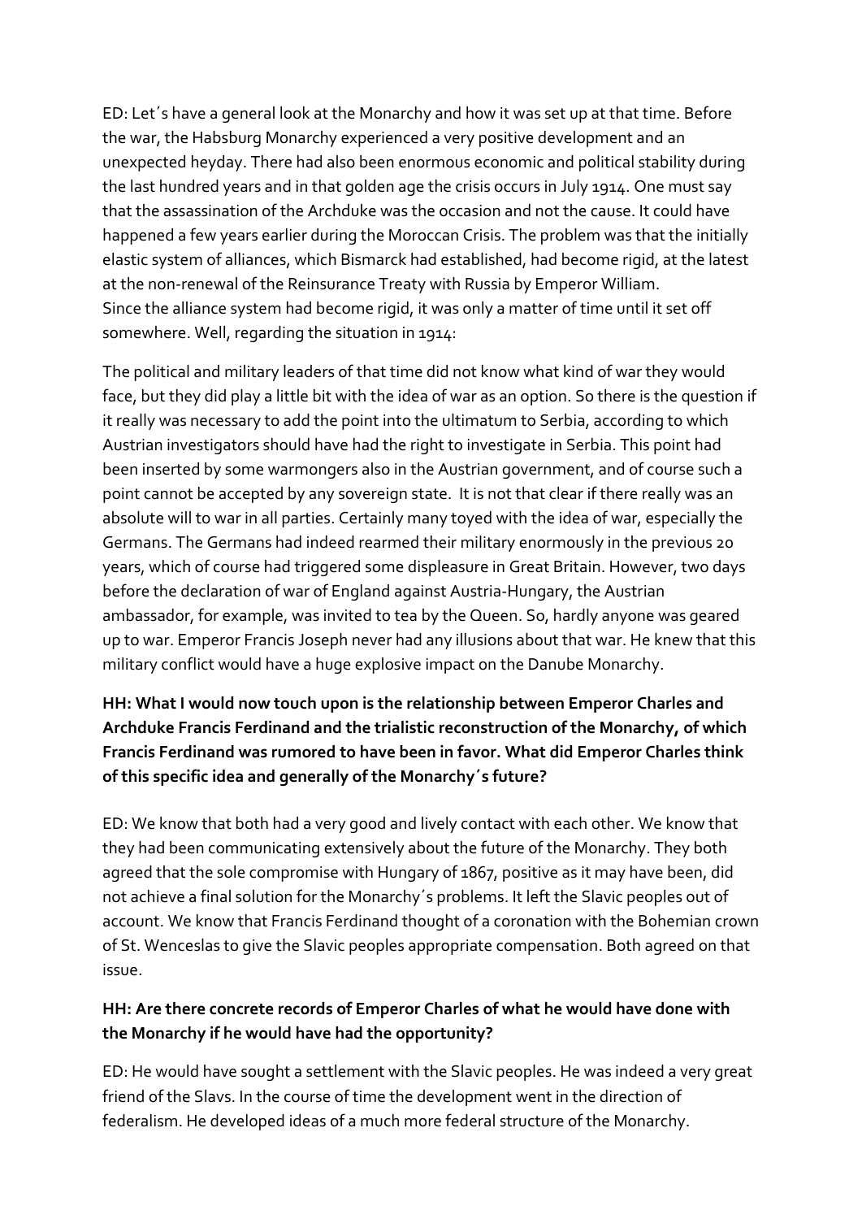ED: Let´s have a general look at the Monarchy and how it was set up at that time. Before the war, the Habsburg Monarchy experienced a very positive development and an unexpected heyday. There had also been enormous economic and political stability during the last hundred years and in that golden age the crisis occurs in July 1914. One must say that the assassination of the Archduke was the occasion and not the cause. It could have happened a few years earlier during the Moroccan Crisis. The problem was that the initially elastic system of alliances, which Bismarck had established, had become rigid, at the latest at the non-renewal of the Reinsurance Treaty with Russia by Emperor William.
Since the alliance system had become rigid, it was only a matter of time until it set off somewhere. Well, regarding the situation in 1914:

The political and military leaders of that time did not know what kind of war they would face, but they did play a little bit with the idea of war as an option. So there is the question if it really was necessary to add the point into the ultimatum to Serbia, according to which Austrian investigators should have had the right to investigate in Serbia. This point had been inserted by some warmongers also in the Austrian government, and of course such a point cannot be accepted by any sovereign state. It is not that clear if there really was an absolute will to war in all parties. Certainly many toyed with the idea of war, especially the Germans. The Germans had indeed rearmed their military enormously in the previous 20 years, which of course had triggered some displeasure in Great Britain. However, two days before the declaration of war of England against Austria-Hungary, the Austrian ambassador, for example, was invited to tea by the Queen. So, hardly anyone was geared up to war. Emperor Francis Joseph never had any illusions about that war. He knew that this military conflict would have a huge explosive impact on the Danube Monarchy.

**HH: What I would now touch upon is the relationship between Emperor Charles and Archduke Francis Ferdinand and the trialistic reconstruction of the Monarchy, of which Francis Ferdinand was rumored to have been in favor. What did Emperor Charles think of this specific idea and generally of the Monarchy´s future?**

ED: We know that both had a very good and lively contact with each other. We know that they had been communicating extensively about the future of the Monarchy. They both agreed that the sole compromise with Hungary of 1867, positive as it may have been, did not achieve a final solution for the Monarchy´s problems. It left the Slavic peoples out of account. We know that Francis Ferdinand thought of a coronation with the Bohemian crown of St. Wenceslas to give the Slavic peoples appropriate compensation. Both agreed on that issue.

**HH: Are there concrete records of Emperor Charles of what he would have done with the Monarchy if he would have had the opportunity?**

ED: He would have sought a settlement with the Slavic peoples. He was indeed a very great friend of the Slavs. In the course of time the development went in the direction of federalism. He developed ideas of a much more federal structure of the Monarchy.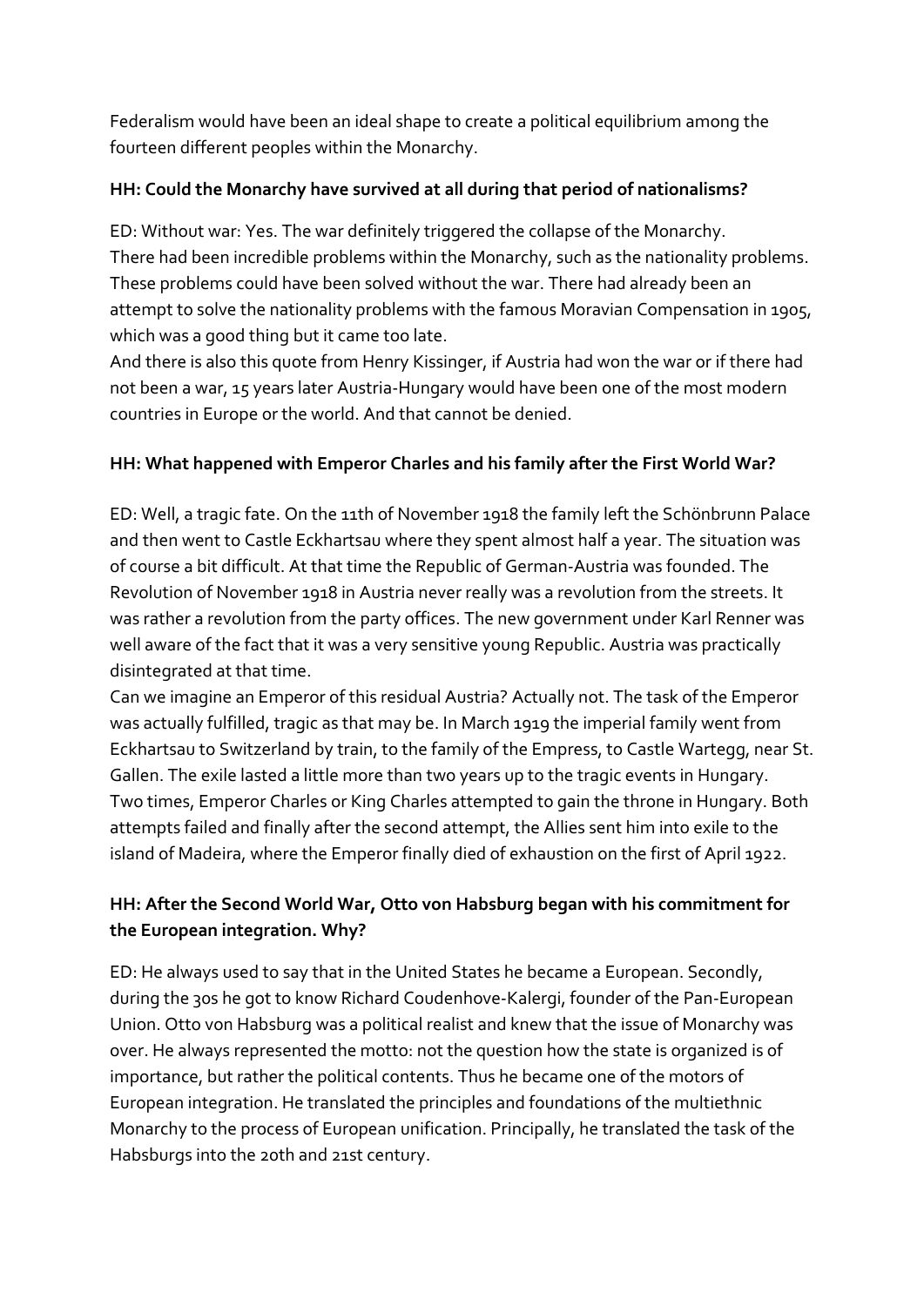Federalism would have been an ideal shape to create a political equilibrium among the fourteen different peoples within the Monarchy.

**HH: Could the Monarchy have survived at all during that period of nationalisms?**

ED: Without war: Yes. The war definitely triggered the collapse of the Monarchy. There had been incredible problems within the Monarchy, such as the nationality problems. These problems could have been solved without the war. There had already been an attempt to solve the nationality problems with the famous Moravian Compensation in 1905, which was a good thing but it came too late.
And there is also this quote from Henry Kissinger, if Austria had won the war or if there had not been a war, 15 years later Austria-Hungary would have been one of the most modern countries in Europe or the world. And that cannot be denied.

**HH: What happened with Emperor Charles and his family after the First World War?**

ED: Well, a tragic fate. On the 11th of November 1918 the family left the Schönbrunn Palace and then went to Castle Eckhartsau where they spent almost half a year. The situation was of course a bit difficult. At that time the Republic of German-Austria was founded. The Revolution of November 1918 in Austria never really was a revolution from the streets. It was rather a revolution from the party offices. The new government under Karl Renner was well aware of the fact that it was a very sensitive young Republic. Austria was practically disintegrated at that time.
Can we imagine an Emperor of this residual Austria? Actually not. The task of the Emperor was actually fulfilled, tragic as that may be. In March 1919 the imperial family went from Eckhartsau to Switzerland by train, to the family of the Empress, to Castle Wartegg, near St. Gallen. The exile lasted a little more than two years up to the tragic events in Hungary. Two times, Emperor Charles or King Charles attempted to gain the throne in Hungary. Both attempts failed and finally after the second attempt, the Allies sent him into exile to the island of Madeira, where the Emperor finally died of exhaustion on the first of April 1922.

**HH: After the Second World War, Otto von Habsburg began with his commitment for the European integration. Why?**

ED: He always used to say that in the United States he became a European. Secondly, during the 30s he got to know Richard Coudenhove-Kalergi, founder of the Pan-European Union. Otto von Habsburg was a political realist and knew that the issue of Monarchy was over. He always represented the motto: not the question how the state is organized is of importance, but rather the political contents. Thus he became one of the motors of European integration. He translated the principles and foundations of the multiethnic Monarchy to the process of European unification. Principally, he translated the task of the Habsburgs into the 20th and 21st century.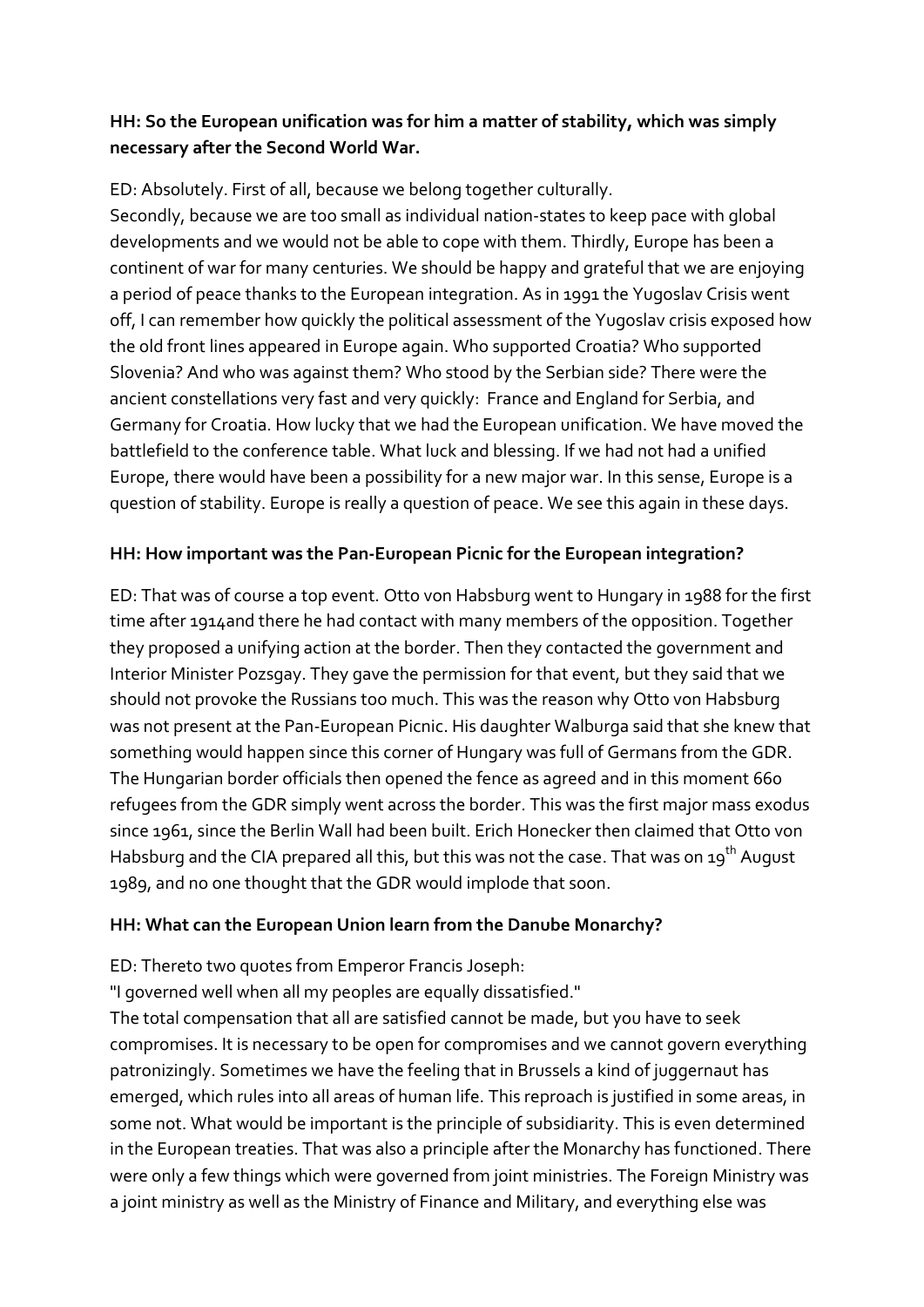**HH: So the European unification was for him a matter of stability, which was simply necessary after the Second World War.**

ED: Absolutely. First of all, because we belong together culturally.
Secondly, because we are too small as individual nation-states to keep pace with global developments and we would not be able to cope with them. Thirdly, Europe has been a continent of war for many centuries. We should be happy and grateful that we are enjoying a period of peace thanks to the European integration. As in 1991 the Yugoslav Crisis went off, I can remember how quickly the political assessment of the Yugoslav crisis exposed how the old front lines appeared in Europe again. Who supported Croatia? Who supported Slovenia? And who was against them? Who stood by the Serbian side? There were the ancient constellations very fast and very quickly: France and England for Serbia, and Germany for Croatia. How lucky that we had the European unification. We have moved the battlefield to the conference table. What luck and blessing. If we had not had a unified Europe, there would have been a possibility for a new major war. In this sense, Europe is a question of stability. Europe is really a question of peace. We see this again in these days.

**HH: How important was the Pan-European Picnic for the European integration?**

ED: That was of course a top event. Otto von Habsburg went to Hungary in 1988 for the first time after 1914and there he had contact with many members of the opposition. Together they proposed a unifying action at the border. Then they contacted the government and Interior Minister Pozsgay. They gave the permission for that event, but they said that we should not provoke the Russians too much. This was the reason why Otto von Habsburg was not present at the Pan-European Picnic. His daughter Walburga said that she knew that something would happen since this corner of Hungary was full of Germans from the GDR. The Hungarian border officials then opened the fence as agreed and in this moment 660 refugees from the GDR simply went across the border. This was the first major mass exodus since 1961, since the Berlin Wall had been built. Erich Honecker then claimed that Otto von Habsburg and the CIA prepared all this, but this was not the case. That was on 19th August 1989, and no one thought that the GDR would implode that soon.

**HH: What can the European Union learn from the Danube Monarchy?**

ED: Thereto two quotes from Emperor Francis Joseph:
"I governed well when all my peoples are equally dissatisfied."
The total compensation that all are satisfied cannot be made, but you have to seek compromises. It is necessary to be open for compromises and we cannot govern everything patronizingly. Sometimes we have the feeling that in Brussels a kind of juggernaut has emerged, which rules into all areas of human life. This reproach is justified in some areas, in some not. What would be important is the principle of subsidiarity. This is even determined in the European treaties. That was also a principle after the Monarchy has functioned. There were only a few things which were governed from joint ministries. The Foreign Ministry was a joint ministry as well as the Ministry of Finance and Military, and everything else was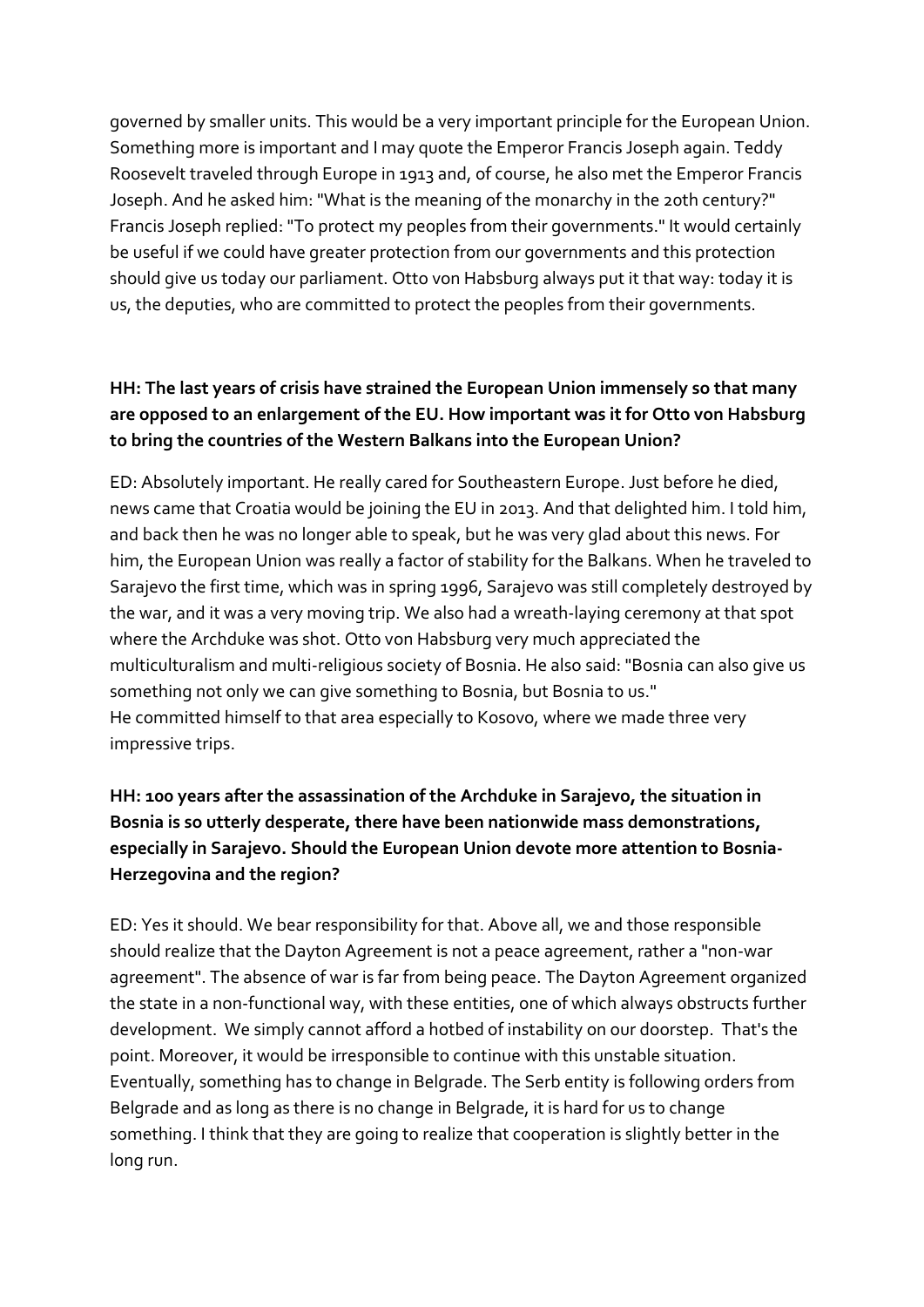governed by smaller units. This would be a very important principle for the European Union. Something more is important and I may quote the Emperor Francis Joseph again. Teddy Roosevelt traveled through Europe in 1913 and, of course, he also met the Emperor Francis Joseph. And he asked him: "What is the meaning of the monarchy in the 20th century?" Francis Joseph replied: "To protect my peoples from their governments." It would certainly be useful if we could have greater protection from our governments and this protection should give us today our parliament. Otto von Habsburg always put it that way: today it is us, the deputies, who are committed to protect the peoples from their governments.

**HH: The last years of crisis have strained the European Union immensely so that many are opposed to an enlargement of the EU. How important was it for Otto von Habsburg to bring the countries of the Western Balkans into the European Union?**

ED: Absolutely important. He really cared for Southeastern Europe. Just before he died, news came that Croatia would be joining the EU in 2013. And that delighted him. I told him, and back then he was no longer able to speak, but he was very glad about this news. For him, the European Union was really a factor of stability for the Balkans. When he traveled to Sarajevo the first time, which was in spring 1996, Sarajevo was still completely destroyed by the war, and it was a very moving trip. We also had a wreath-laying ceremony at that spot where the Archduke was shot. Otto von Habsburg very much appreciated the multiculturalism and multi-religious society of Bosnia. He also said: "Bosnia can also give us something not only we can give something to Bosnia, but Bosnia to us."
He committed himself to that area especially to Kosovo, where we made three very impressive trips.

**HH: 100 years after the assassination of the Archduke in Sarajevo, the situation in Bosnia is so utterly desperate, there have been nationwide mass demonstrations, especially in Sarajevo. Should the European Union devote more attention to Bosnia-Herzegovina and the region?**

ED: Yes it should. We bear responsibility for that. Above all, we and those responsible should realize that the Dayton Agreement is not a peace agreement, rather a "non-war agreement". The absence of war is far from being peace. The Dayton Agreement organized the state in a non-functional way, with these entities, one of which always obstructs further development. We simply cannot afford a hotbed of instability on our doorstep. That's the point. Moreover, it would be irresponsible to continue with this unstable situation. Eventually, something has to change in Belgrade. The Serb entity is following orders from Belgrade and as long as there is no change in Belgrade, it is hard for us to change something. I think that they are going to realize that cooperation is slightly better in the long run.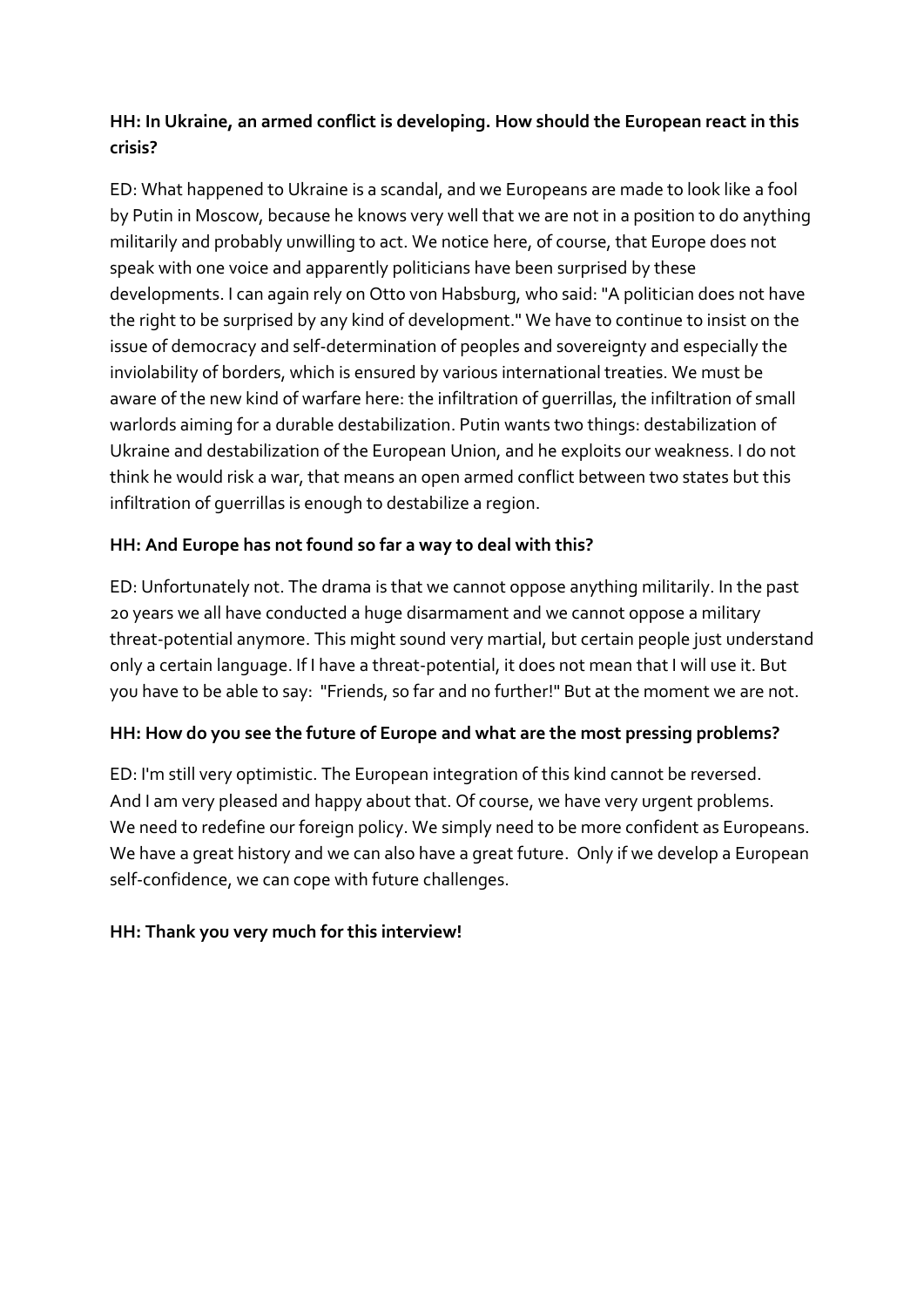**HH: In Ukraine, an armed conflict is developing. How should the European react in this crisis?**

ED: What happened to Ukraine is a scandal, and we Europeans are made to look like a fool by Putin in Moscow, because he knows very well that we are not in a position to do anything militarily and probably unwilling to act. We notice here, of course, that Europe does not speak with one voice and apparently politicians have been surprised by these developments. I can again rely on Otto von Habsburg, who said: "A politician does not have the right to be surprised by any kind of development." We have to continue to insist on the issue of democracy and self-determination of peoples and sovereignty and especially the inviolability of borders, which is ensured by various international treaties. We must be aware of the new kind of warfare here: the infiltration of guerrillas, the infiltration of small warlords aiming for a durable destabilization. Putin wants two things: destabilization of Ukraine and destabilization of the European Union, and he exploits our weakness. I do not think he would risk a war, that means an open armed conflict between two states but this infiltration of guerrillas is enough to destabilize a region.

**HH: And Europe has not found so far a way to deal with this?**

ED: Unfortunately not. The drama is that we cannot oppose anything militarily. In the past 20 years we all have conducted a huge disarmament and we cannot oppose a military threat-potential anymore. This might sound very martial, but certain people just understand only a certain language. If I have a threat-potential, it does not mean that I will use it. But you have to be able to say: "Friends, so far and no further!" But at the moment we are not.

**HH: How do you see the future of Europe and what are the most pressing problems?**

ED: I'm still very optimistic. The European integration of this kind cannot be reversed. And I am very pleased and happy about that. Of course, we have very urgent problems. We need to redefine our foreign policy. We simply need to be more confident as Europeans. We have a great history and we can also have a great future. Only if we develop a European self-confidence, we can cope with future challenges.

**HH: Thank you very much for this interview!**